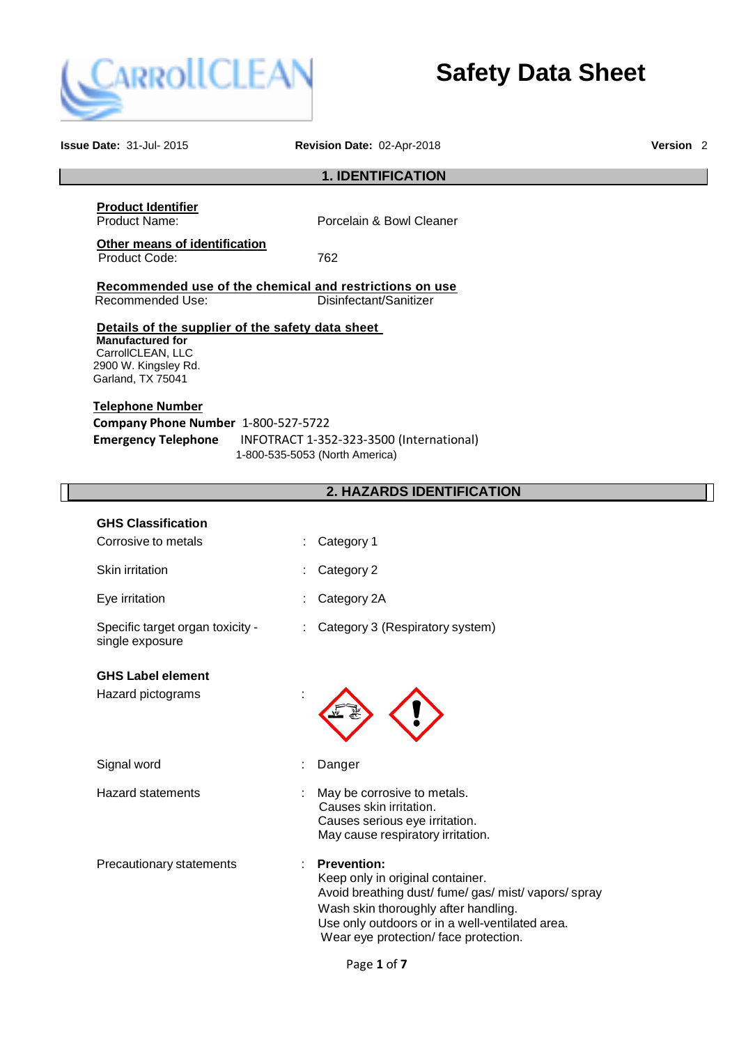# Safety Data Sheet

**Issue Date:** 31-Jul- 2015 **Revision Date:** 02-Apr-2018 **Version** 2

## 1. IDENTIFICATION

**Product Identifier**
Product Name: Porcelain & Bowl Cleaner

**Other means of identification**
Product Code: 762

**Recommended use of the chemical and restrictions on use**
Recommended Use: Disinfectant/Sanitizer

**Details of the supplier of the safety data sheet**
**Manufactured for**
CarrollCLEAN, LLC
2900 W. Kingsley Rd.
Garland, TX 75041

**Telephone Number**
**Company Phone Number** 1-800-527-5722
**Emergency Telephone** INFOTRACT 1-352-323-3500 (International)
1-800-535-5053 (North America)

## 2. HAZARDS IDENTIFICATION

**GHS Classification**

| | | |
|---|---|---|
| Corrosive to metals | : | Category 1 |
| Skin irritation | : | Category 2 |
| Eye irritation | : | Category 2A |
| Specific target organ toxicity - single exposure | : | Category 3 (Respiratory system) |

**GHS Label element**

Hazard pictograms :

Signal word : Danger

Hazard statements :
May be corrosive to metals.
Causes skin irritation.
Causes serious eye irritation.
May cause respiratory irritation.

Precautionary statements :
**Prevention:**
Keep only in original container.
Avoid breathing dust/ fume/ gas/ mist/ vapors/ spray
Wash skin thoroughly after handling.
Use only outdoors or in a well-ventilated area.
Wear eye protection/ face protection.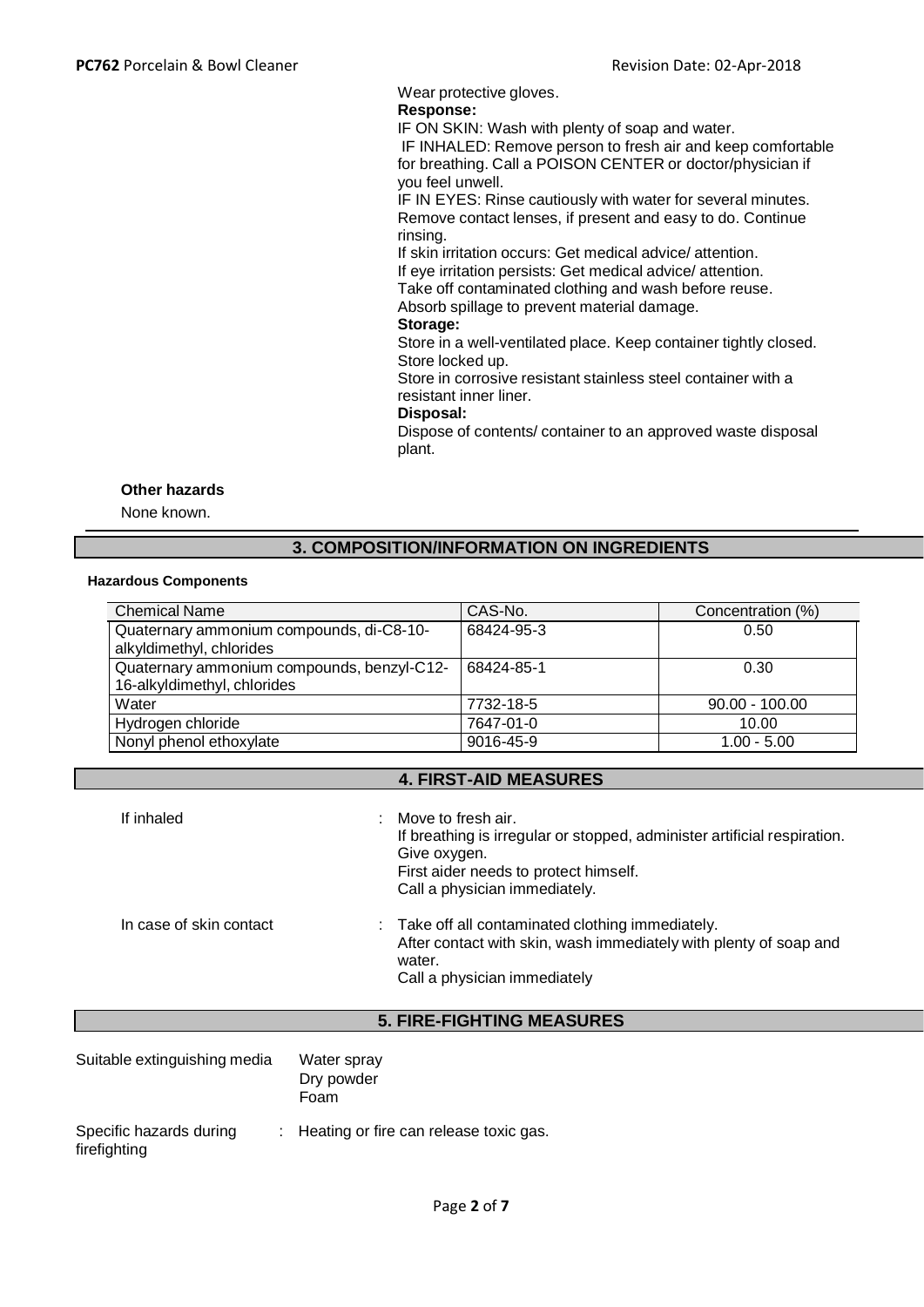Wear protective gloves.

**Response:**

IF ON SKIN: Wash with plenty of soap and water.

IF INHALED: Remove person to fresh air and keep comfortable for breathing. Call a POISON CENTER or doctor/physician if you feel unwell.

IF IN EYES: Rinse cautiously with water for several minutes. Remove contact lenses, if present and easy to do. Continue rinsing.

If skin irritation occurs: Get medical advice/ attention.

If eye irritation persists: Get medical advice/ attention.

Take off contaminated clothing and wash before reuse.

Absorb spillage to prevent material damage.

**Storage:**

Store in a well-ventilated place. Keep container tightly closed.

Store locked up.

Store in corrosive resistant stainless steel container with a resistant inner liner.

**Disposal:**

Dispose of contents/ container to an approved waste disposal plant.

**Other hazards**

None known.

## 3. COMPOSITION/INFORMATION ON INGREDIENTS

**Hazardous Components**

| Chemical Name | CAS-No. | Concentration (%) |
|---|---|---|
| Quaternary ammonium compounds, di-C8-10-alkyldimethyl, chlorides | 68424-95-3 | 0.50 |
| Quaternary ammonium compounds, benzyl-C12-16-alkyldimethyl, chlorides | 68424-85-1 | 0.30 |
| Water | 7732-18-5 | 90.00 - 100.00 |
| Hydrogen chloride | 7647-01-0 | 10.00 |
| Nonyl phenol ethoxylate | 9016-45-9 | 1.00 - 5.00 |

## 4. FIRST-AID MEASURES

If inhaled : Move to fresh air.
If breathing is irregular or stopped, administer artificial respiration.
Give oxygen.
First aider needs to protect himself.
Call a physician immediately.

In case of skin contact : Take off all contaminated clothing immediately.
After contact with skin, wash immediately with plenty of soap and water.
Call a physician immediately

## 5. FIRE-FIGHTING MEASURES

Suitable extinguishing media Water spray
Dry powder
Foam

Specific hazards during firefighting : Heating or fire can release toxic gas.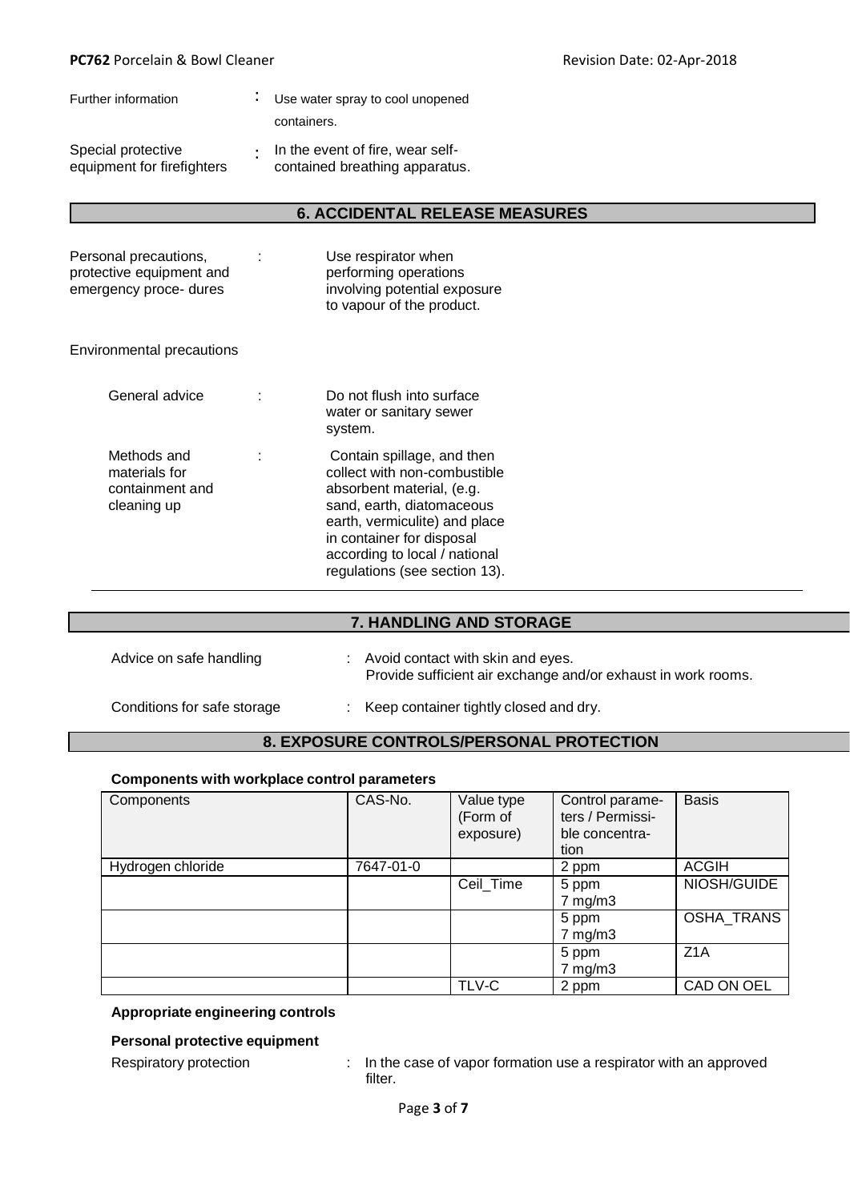Further information : Use water spray to cool unopened containers.

Special protective equipment for firefighters : In the event of fire, wear self-contained breathing apparatus.

## 6. ACCIDENTAL RELEASE MEASURES

Personal precautions, protective equipment and emergency proce- dures : Use respirator when performing operations involving potential exposure to vapour of the product.

Environmental precautions

General advice : Do not flush into surface water or sanitary sewer system.

Methods and materials for containment and cleaning up : Contain spillage, and then collect with non-combustible absorbent material, (e.g. sand, earth, diatomaceous earth, vermiculite) and place in container for disposal according to local / national regulations (see section 13).

## 7. HANDLING AND STORAGE

Advice on safe handling : Avoid contact with skin and eyes. Provide sufficient air exchange and/or exhaust in work rooms.

Conditions for safe storage : Keep container tightly closed and dry.

## 8. EXPOSURE CONTROLS/PERSONAL PROTECTION

**Components with workplace control parameters**

| Components | CAS-No. | Value type (Form of exposure) | Control parame- ters / Permissi- ble concentra- tion | Basis |
|---|---|---|---|---|
| Hydrogen chloride | 7647-01-0 | | 2 ppm | ACGIH |
| | | Ceil_Time | 5 ppm<br>7 mg/m3 | NIOSH/GUIDE |
| | | | 5 ppm<br>7 mg/m3 | OSHA_TRANS |
| | | | 5 ppm<br>7 mg/m3 | Z1A |
| | | TLV-C | 2 ppm | CAD ON OEL |

**Appropriate engineering controls**

**Personal protective equipment**

Respiratory protection : In the case of vapor formation use a respirator with an approved filter.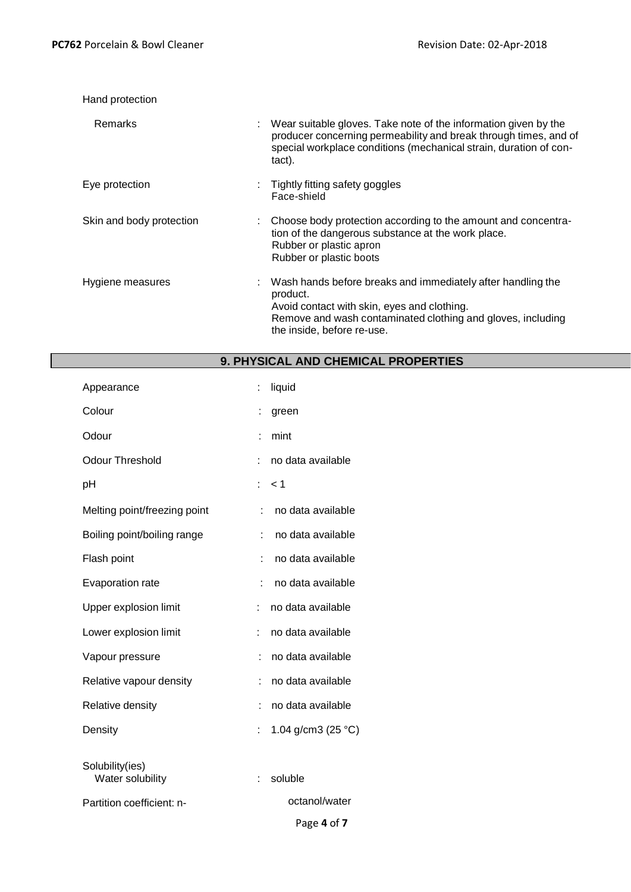Hand protection

| | | |
|---|---|---|
| Remarks | : | Wear suitable gloves. Take note of the information given by the producer concerning permeability and break through times, and of special workplace conditions (mechanical strain, duration of contact). |
| Eye protection | : | Tightly fitting safety goggles<br>Face-shield |
| Skin and body protection | : | Choose body protection according to the amount and concentration of the dangerous substance at the work place.<br>Rubber or plastic apron<br>Rubber or plastic boots |
| Hygiene measures | : | Wash hands before breaks and immediately after handling the product.<br>Avoid contact with skin, eyes and clothing.<br>Remove and wash contaminated clothing and gloves, including the inside, before re-use. |

## 9. PHYSICAL AND CHEMICAL PROPERTIES

| | | |
|---|---|---|
| Appearance | : | liquid |
| Colour | : | green |
| Odour | : | mint |
| Odour Threshold | : | no data available |
| pH | : | < 1 |
| Melting point/freezing point | : | no data available |
| Boiling point/boiling range | : | no data available |
| Flash point | : | no data available |
| Evaporation rate | : | no data available |
| Upper explosion limit | : | no data available |
| Lower explosion limit | : | no data available |
| Vapour pressure | : | no data available |
| Relative vapour density | : | no data available |
| Relative density | : | no data available |
| Density | : | 1.04 g/cm3 (25 °C) |
| Solubility(ies)<br>Water solubility | : | soluble |
| Partition coefficient: n-octanol/water | | |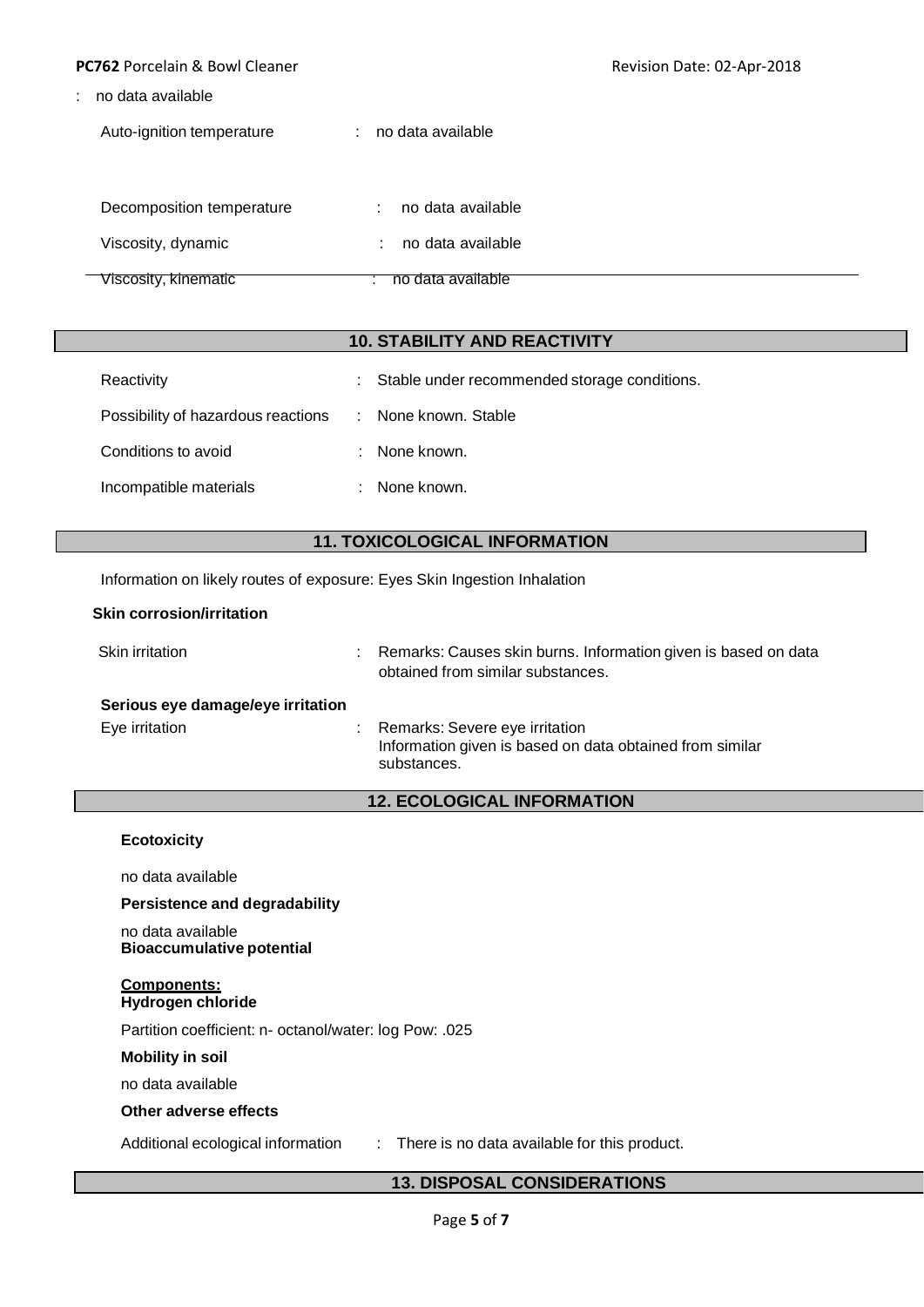: no data available

| | | |
|---|---|---|
| Auto-ignition temperature | : | no data available |
| Decomposition temperature | : | no data available |
| Viscosity, dynamic | : | no data available |
| Viscosity, kinematic | : | no data available |

## 10. STABILITY AND REACTIVITY

| | | |
|---|---|---|
| Reactivity | : | Stable under recommended storage conditions. |
| Possibility of hazardous reactions | : | None known. Stable |
| Conditions to avoid | : | None known. |
| Incompatible materials | : | None known. |

## 11. TOXICOLOGICAL INFORMATION

Information on likely routes of exposure: Eyes Skin Ingestion Inhalation

**Skin corrosion/irritation**

| | | |
|---|---|---|
| Skin irritation | : | Remarks: Causes skin burns. Information given is based on data obtained from similar substances. |

**Serious eye damage/eye irritation**

| | | |
|---|---|---|
| Eye irritation | : | Remarks: Severe eye irritation<br>Information given is based on data obtained from similar substances. |

## 12. ECOLOGICAL INFORMATION

**Ecotoxicity**

no data available

**Persistence and degradability**

no data available

**Bioaccumulative potential**

**Components:**
**Hydrogen chloride**

Partition coefficient: n- octanol/water: log Pow: .025

**Mobility in soil**

no data available

**Other adverse effects**

Additional ecological information : There is no data available for this product.

## 13. DISPOSAL CONSIDERATIONS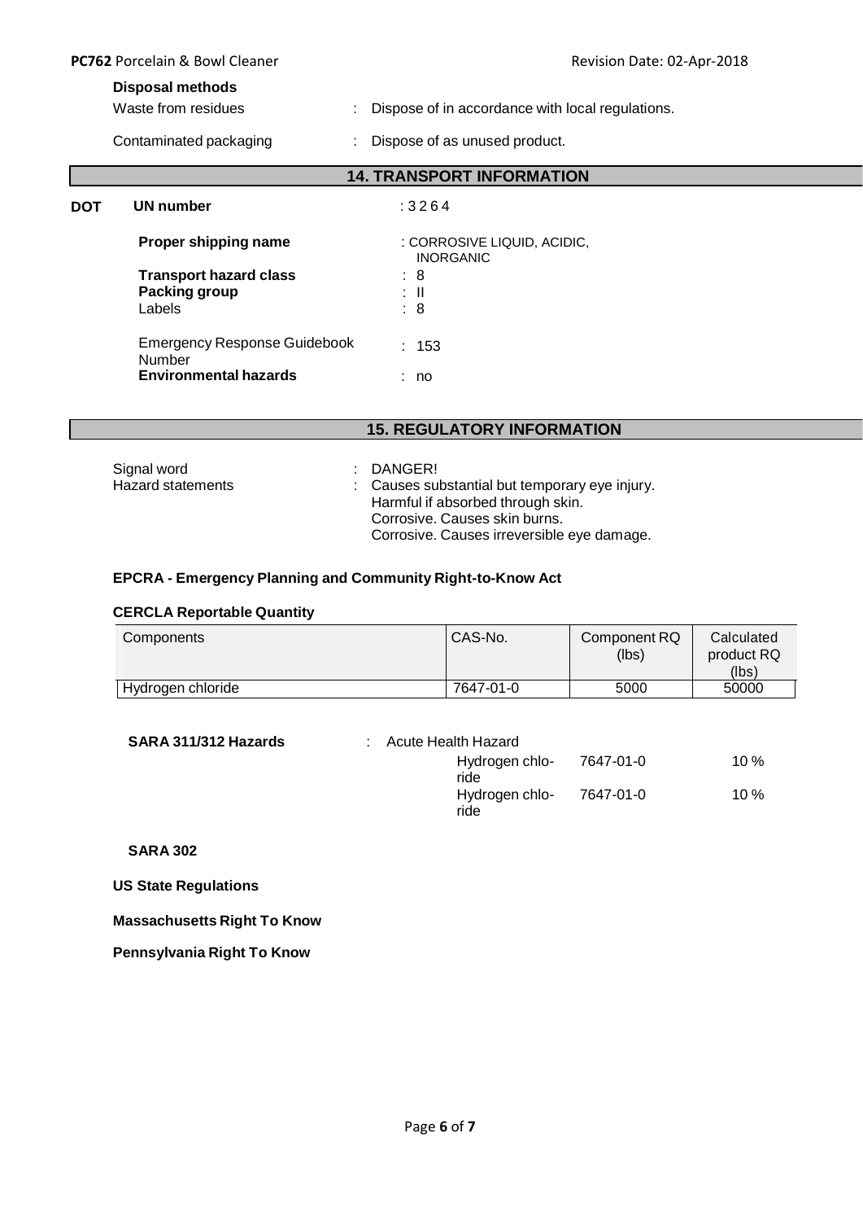**Disposal methods**

Waste from residues : Dispose of in accordance with local regulations.

Contaminated packaging : Dispose of as unused product.

## 14. TRANSPORT INFORMATION

**DOT**

**UN number** : 3264

**Proper shipping name** : CORROSIVE LIQUID, ACIDIC, INORGANIC

**Transport hazard class** : 8

**Packing group** : II

Labels : 8

Emergency Response Guidebook Number : 153

**Environmental hazards** : no

## 15. REGULATORY INFORMATION

Signal word : DANGER!

Hazard statements : Causes substantial but temporary eye injury.
Harmful if absorbed through skin.
Corrosive. Causes skin burns.
Corrosive. Causes irreversible eye damage.

**EPCRA - Emergency Planning and Community Right-to-Know Act**

**CERCLA Reportable Quantity**

| Components | CAS-No. | Component RQ (lbs) | Calculated product RQ (lbs) |
|---|---|---|---|
| Hydrogen chloride | 7647-01-0 | 5000 | 50000 |

**SARA 311/312 Hazards** : Acute Health Hazard

| | | |
|---|---|---|
| Hydrogen chloride | 7647-01-0 | 10 % |
| Hydrogen chloride | 7647-01-0 | 10 % |

**SARA 302**

**US State Regulations**

**Massachusetts Right To Know**

**Pennsylvania Right To Know**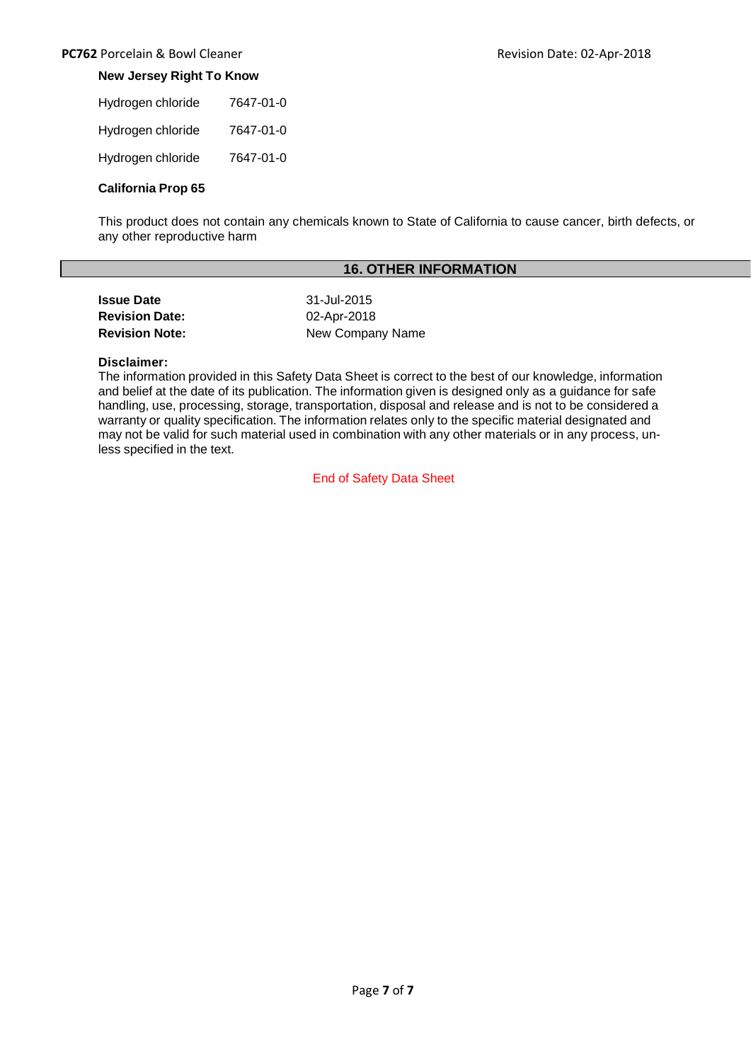**New Jersey Right To Know**

| | |
|---|---|
| Hydrogen chloride | 7647-01-0 |
| Hydrogen chloride | 7647-01-0 |
| Hydrogen chloride | 7647-01-0 |

**California Prop 65**

This product does not contain any chemicals known to State of California to cause cancer, birth defects, or any other reproductive harm

## 16. OTHER INFORMATION

| | |
|---|---|
| **Issue Date** | 31-Jul-2015 |
| **Revision Date:** | 02-Apr-2018 |
| **Revision Note:** | New Company Name |

**Disclaimer:**
The information provided in this Safety Data Sheet is correct to the best of our knowledge, information and belief at the date of its publication. The information given is designed only as a guidance for safe handling, use, processing, storage, transportation, disposal and release and is not to be considered a warranty or quality specification. The information relates only to the specific material designated and may not be valid for such material used in combination with any other materials or in any process, unless specified in the text.

End of Safety Data Sheet